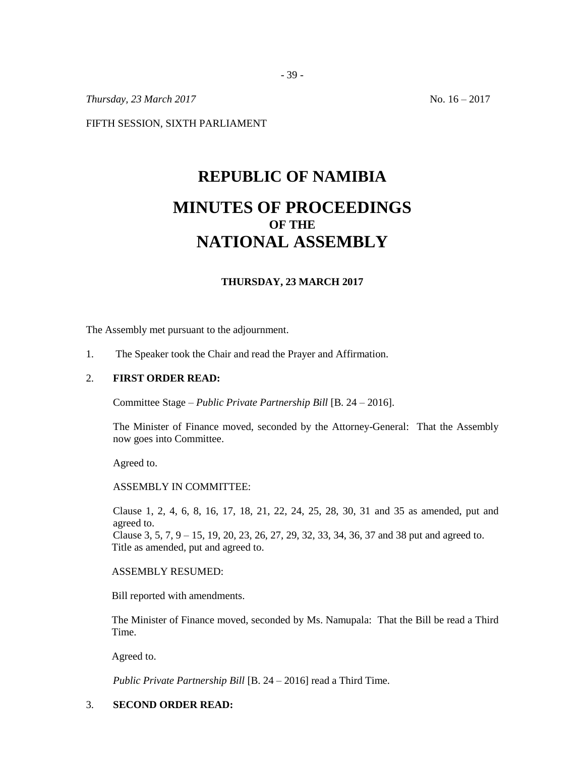*Thursday, 23 March 2017* No. 16 – 2017

FIFTH SESSION, SIXTH PARLIAMENT

# REPUBLIC OF NAMIBIA

# MINUTES OF PROCEEDINGS
## OF THE
# NATIONAL ASSEMBLY

**THURSDAY, 23 MARCH 2017**

The Assembly met pursuant to the adjournment.

1. The Speaker took the Chair and read the Prayer and Affirmation.

2. **FIRST ORDER READ:**

   Committee Stage – *Public Private Partnership Bill* [B. 24 – 2016].

   The Minister of Finance moved, seconded by the Attorney-General: That the Assembly now goes into Committee.

   Agreed to.

   ASSEMBLY IN COMMITTEE:

   Clause 1, 2, 4, 6, 8, 16, 17, 18, 21, 22, 24, 25, 28, 30, 31 and 35 as amended, put and agreed to.
   Clause 3, 5, 7, 9 – 15, 19, 20, 23, 26, 27, 29, 32, 33, 34, 36, 37 and 38 put and agreed to.
   Title as amended, put and agreed to.

   ASSEMBLY RESUMED:

   Bill reported with amendments.

   The Minister of Finance moved, seconded by Ms. Namupala: That the Bill be read a Third Time.

   Agreed to.

   *Public Private Partnership Bill* [B. 24 – 2016] read a Third Time.

3. **SECOND ORDER READ:**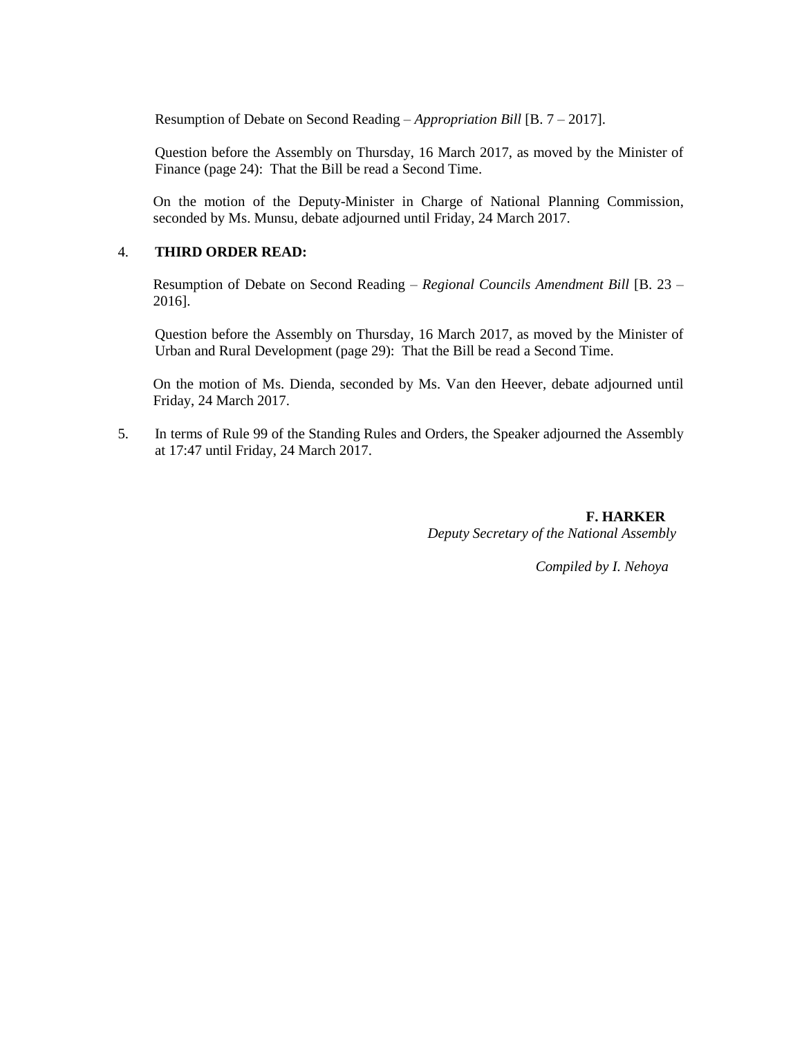Resumption of Debate on Second Reading – *Appropriation Bill* [B. 7 – 2017].

Question before the Assembly on Thursday, 16 March 2017, as moved by the Minister of Finance (page 24): That the Bill be read a Second Time.

On the motion of the Deputy-Minister in Charge of National Planning Commission, seconded by Ms. Munsu, debate adjourned until Friday, 24 March 2017.

4. **THIRD ORDER READ:**

Resumption of Debate on Second Reading – *Regional Councils Amendment Bill* [B. 23 – 2016].

Question before the Assembly on Thursday, 16 March 2017, as moved by the Minister of Urban and Rural Development (page 29): That the Bill be read a Second Time.

On the motion of Ms. Dienda, seconded by Ms. Van den Heever, debate adjourned until Friday, 24 March 2017.

5. In terms of Rule 99 of the Standing Rules and Orders, the Speaker adjourned the Assembly at 17:47 until Friday, 24 March 2017.

**F. HARKER**
*Deputy Secretary of the National Assembly*

*Compiled by I. Nehoya*